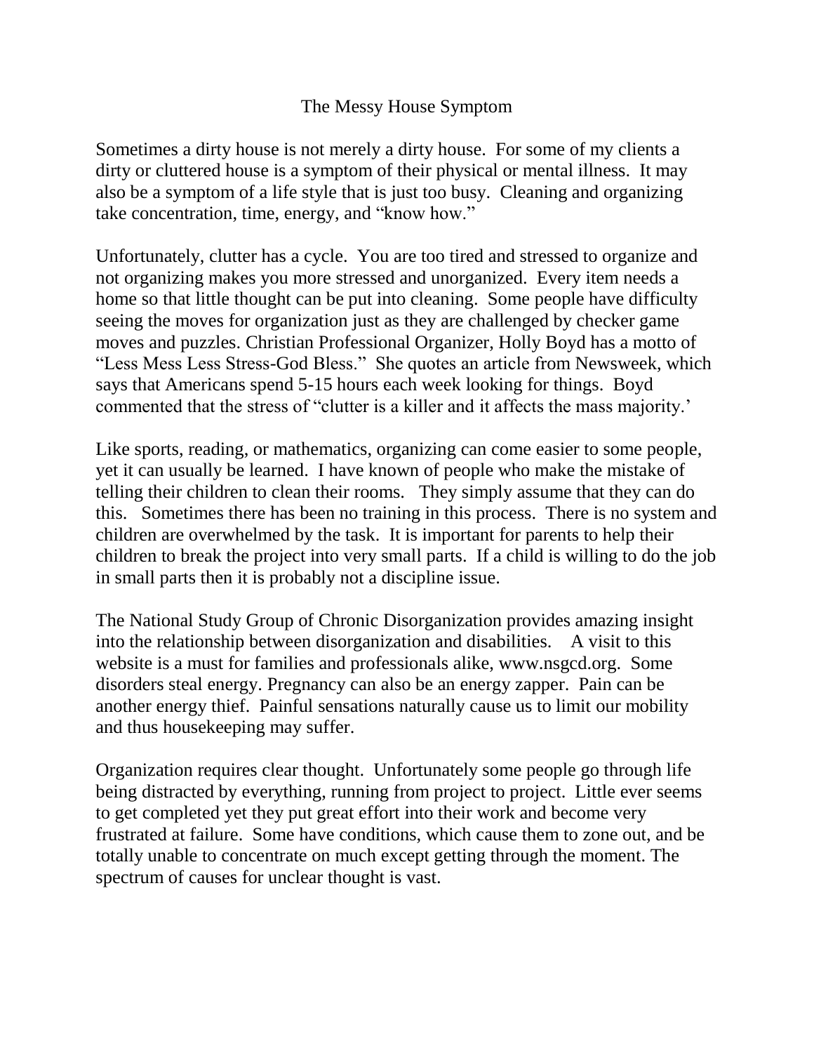# The Messy House Symptom

Sometimes a dirty house is not merely a dirty house. For some of my clients a dirty or cluttered house is a symptom of their physical or mental illness. It may also be a symptom of a life style that is just too busy. Cleaning and organizing take concentration, time, energy, and "know how."

Unfortunately, clutter has a cycle. You are too tired and stressed to organize and not organizing makes you more stressed and unorganized. Every item needs a home so that little thought can be put into cleaning. Some people have difficulty seeing the moves for organization just as they are challenged by checker game moves and puzzles. Christian Professional Organizer, Holly Boyd has a motto of "Less Mess Less Stress-God Bless." She quotes an article from Newsweek, which says that Americans spend 5-15 hours each week looking for things. Boyd commented that the stress of "clutter is a killer and it affects the mass majority.'

Like sports, reading, or mathematics, organizing can come easier to some people, yet it can usually be learned. I have known of people who make the mistake of telling their children to clean their rooms. They simply assume that they can do this. Sometimes there has been no training in this process. There is no system and children are overwhelmed by the task. It is important for parents to help their children to break the project into very small parts. If a child is willing to do the job in small parts then it is probably not a discipline issue.

The National Study Group of Chronic Disorganization provides amazing insight into the relationship between disorganization and disabilities. A visit to this website is a must for families and professionals alike, www.nsgcd.org. Some disorders steal energy. Pregnancy can also be an energy zapper. Pain can be another energy thief. Painful sensations naturally cause us to limit our mobility and thus housekeeping may suffer.

Organization requires clear thought. Unfortunately some people go through life being distracted by everything, running from project to project. Little ever seems to get completed yet they put great effort into their work and become very frustrated at failure. Some have conditions, which cause them to zone out, and be totally unable to concentrate on much except getting through the moment. The spectrum of causes for unclear thought is vast.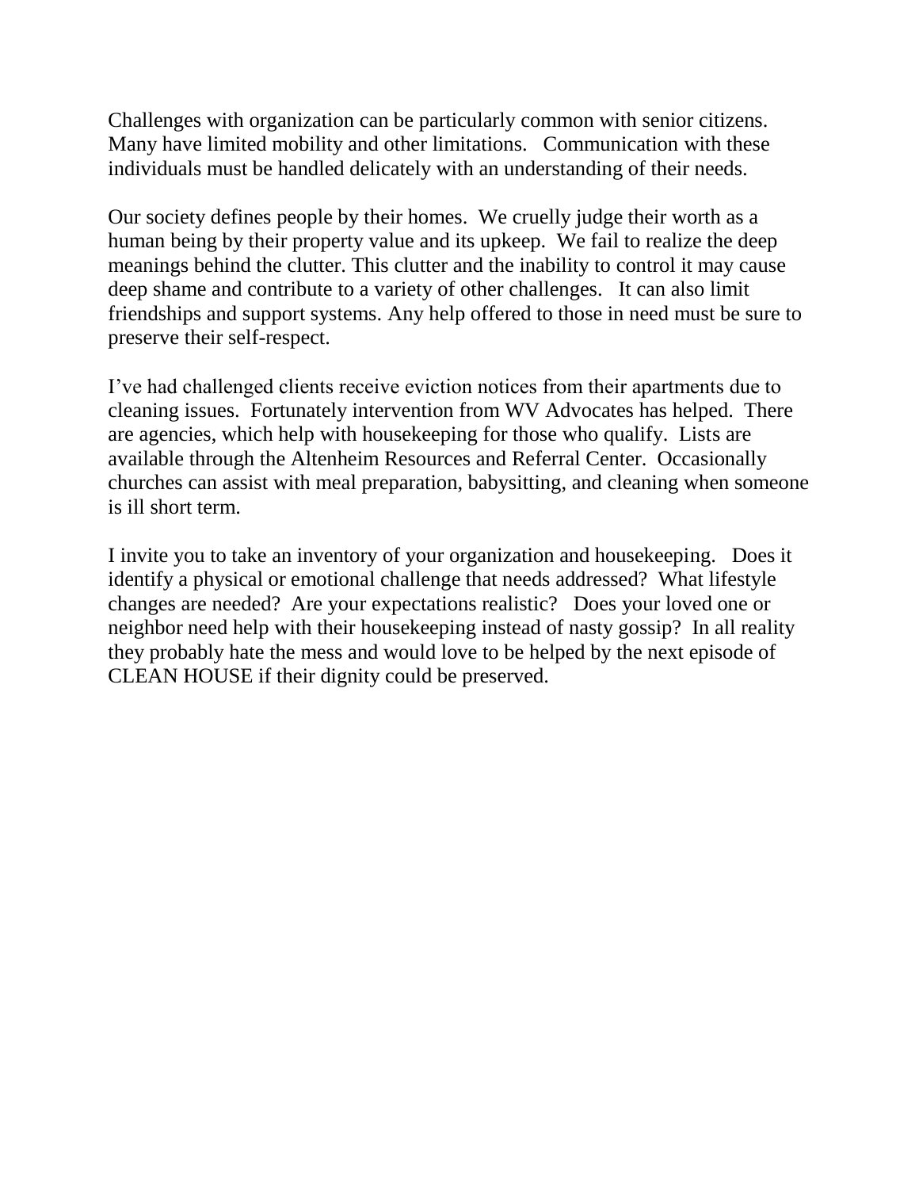Challenges with organization can be particularly common with senior citizens. Many have limited mobility and other limitations. Communication with these individuals must be handled delicately with an understanding of their needs.

Our society defines people by their homes. We cruelly judge their worth as a human being by their property value and its upkeep. We fail to realize the deep meanings behind the clutter. This clutter and the inability to control it may cause deep shame and contribute to a variety of other challenges. It can also limit friendships and support systems. Any help offered to those in need must be sure to preserve their self-respect.

I've had challenged clients receive eviction notices from their apartments due to cleaning issues. Fortunately intervention from WV Advocates has helped. There are agencies, which help with housekeeping for those who qualify. Lists are available through the Altenheim Resources and Referral Center. Occasionally churches can assist with meal preparation, babysitting, and cleaning when someone is ill short term.

I invite you to take an inventory of your organization and housekeeping. Does it identify a physical or emotional challenge that needs addressed? What lifestyle changes are needed? Are your expectations realistic? Does your loved one or neighbor need help with their housekeeping instead of nasty gossip? In all reality they probably hate the mess and would love to be helped by the next episode of CLEAN HOUSE if their dignity could be preserved.